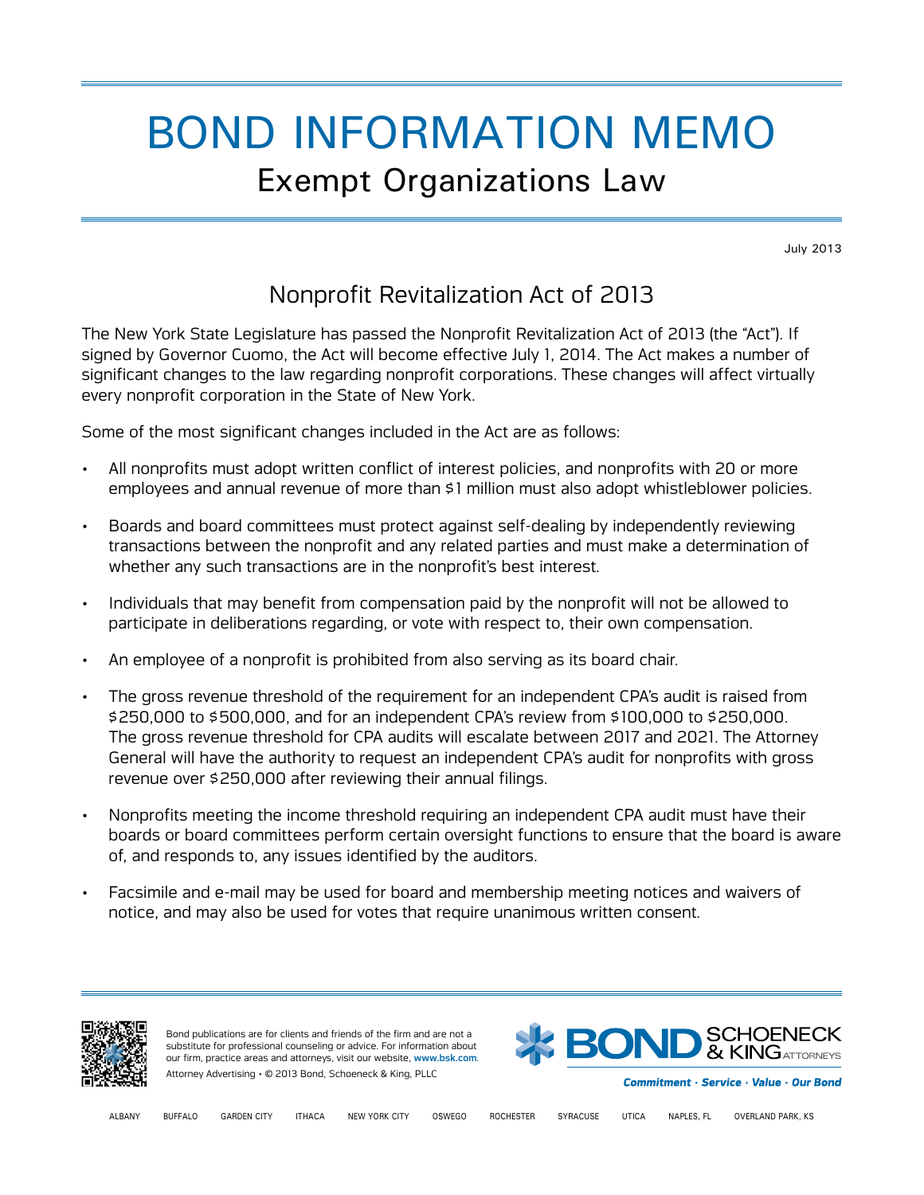# BOND INFORMATION MEMO

## Exempt Organizations Law

July 2013

## Nonprofit Revitalization Act of 2013

The New York State Legislature has passed the Nonprofit Revitalization Act of 2013 (the "Act"). If signed by Governor Cuomo, the Act will become effective July 1, 2014. The Act makes a number of significant changes to the law regarding nonprofit corporations. These changes will affect virtually every nonprofit corporation in the State of New York.

Some of the most significant changes included in the Act are as follows:

- All nonprofits must adopt written conflict of interest policies, and nonprofits with 20 or more employees and annual revenue of more than $1 million must also adopt whistleblower policies.
- Boards and board committees must protect against self-dealing by independently reviewing transactions between the nonprofit and any related parties and must make a determination of whether any such transactions are in the nonprofit's best interest.
- Individuals that may benefit from compensation paid by the nonprofit will not be allowed to participate in deliberations regarding, or vote with respect to, their own compensation.
- An employee of a nonprofit is prohibited from also serving as its board chair.
- The gross revenue threshold of the requirement for an independent CPA's audit is raised from $250,000 to $500,000, and for an independent CPA's review from $100,000 to $250,000. The gross revenue threshold for CPA audits will escalate between 2017 and 2021. The Attorney General will have the authority to request an independent CPA's audit for nonprofits with gross revenue over $250,000 after reviewing their annual filings.
- Nonprofits meeting the income threshold requiring an independent CPA audit must have their boards or board committees perform certain oversight functions to ensure that the board is aware of, and responds to, any issues identified by the auditors.
- Facsimile and e-mail may be used for board and membership meeting notices and waivers of notice, and may also be used for votes that require unanimous written consent.

Bond publications are for clients and friends of the firm and are not a substitute for professional counseling or advice. For information about our firm, practice areas and attorneys, visit our website, www.bsk.com.

Attorney Advertising • © 2013 Bond, Schoeneck & King, PLLC

BOND SCHOENECK & KING ATTORNEYS

*Commitment · Service · Value · Our Bond*

ALBANY BUFFALO GARDEN CITY ITHACA NEW YORK CITY OSWEGO ROCHESTER SYRACUSE UTICA NAPLES, FL OVERLAND PARK, KS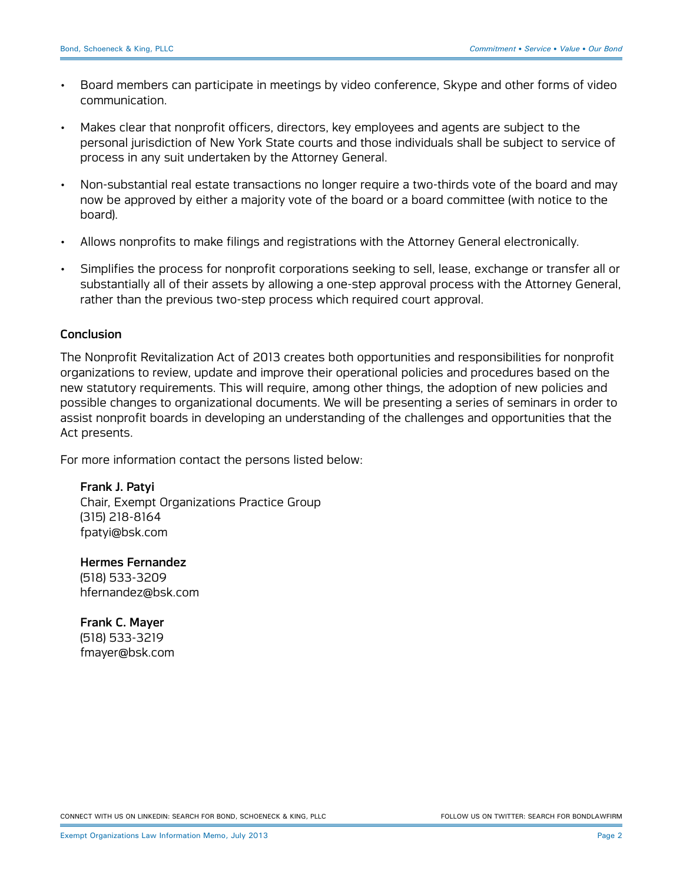- Board members can participate in meetings by video conference, Skype and other forms of video communication.
- Makes clear that nonprofit officers, directors, key employees and agents are subject to the personal jurisdiction of New York State courts and those individuals shall be subject to service of process in any suit undertaken by the Attorney General.
- Non-substantial real estate transactions no longer require a two-thirds vote of the board and may now be approved by either a majority vote of the board or a board committee (with notice to the board).
- Allows nonprofits to make filings and registrations with the Attorney General electronically.
- Simplifies the process for nonprofit corporations seeking to sell, lease, exchange or transfer all or substantially all of their assets by allowing a one-step approval process with the Attorney General, rather than the previous two-step process which required court approval.

**Conclusion**

The Nonprofit Revitalization Act of 2013 creates both opportunities and responsibilities for nonprofit organizations to review, update and improve their operational policies and procedures based on the new statutory requirements. This will require, among other things, the adoption of new policies and possible changes to organizational documents. We will be presenting a series of seminars in order to assist nonprofit boards in developing an understanding of the challenges and opportunities that the Act presents.

For more information contact the persons listed below:

**Frank J. Patyi**
Chair, Exempt Organizations Practice Group
(315) 218-8164
fpatyi@bsk.com

**Hermes Fernandez**
(518) 533-3209
hfernandez@bsk.com

**Frank C. Mayer**
(518) 533-3219
fmayer@bsk.com

CONNECT WITH US ON LINKEDIN: SEARCH FOR BOND, SCHOENECK & KING, PLLC

FOLLOW US ON TWITTER: SEARCH FOR BONDLAWFIRM